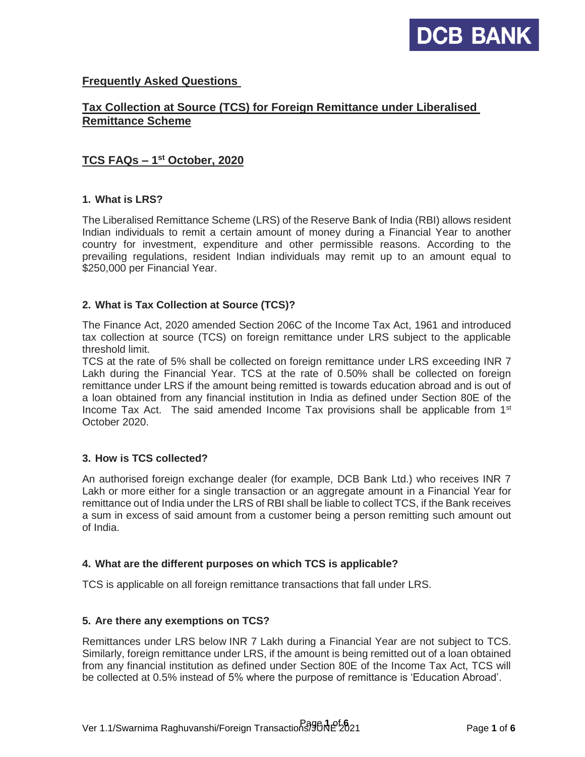## Frequently Asked Questions

## Tax Collection at Source (TCS) for Foreign Remittance under Liberalised Remittance Scheme

## TCS FAQs – 1st October, 2020

### 1. What is LRS?

The Liberalised Remittance Scheme (LRS) of the Reserve Bank of India (RBI) allows resident Indian individuals to remit a certain amount of money during a Financial Year to another country for investment, expenditure and other permissible reasons. According to the prevailing regulations, resident Indian individuals may remit up to an amount equal to $250,000 per Financial Year.

### 2. What is Tax Collection at Source (TCS)?

The Finance Act, 2020 amended Section 206C of the Income Tax Act, 1961 and introduced tax collection at source (TCS) on foreign remittance under LRS subject to the applicable threshold limit.

TCS at the rate of 5% shall be collected on foreign remittance under LRS exceeding INR 7 Lakh during the Financial Year. TCS at the rate of 0.50% shall be collected on foreign remittance under LRS if the amount being remitted is towards education abroad and is out of a loan obtained from any financial institution in India as defined under Section 80E of the Income Tax Act. The said amended Income Tax provisions shall be applicable from 1st October 2020.

### 3. How is TCS collected?

An authorised foreign exchange dealer (for example, DCB Bank Ltd.) who receives INR 7 Lakh or more either for a single transaction or an aggregate amount in a Financial Year for remittance out of India under the LRS of RBI shall be liable to collect TCS, if the Bank receives a sum in excess of said amount from a customer being a person remitting such amount out of India.

### 4. What are the different purposes on which TCS is applicable?

TCS is applicable on all foreign remittance transactions that fall under LRS.

### 5. Are there any exemptions on TCS?

Remittances under LRS below INR 7 Lakh during a Financial Year are not subject to TCS. Similarly, foreign remittance under LRS, if the amount is being remitted out of a loan obtained from any financial institution as defined under Section 80E of the Income Tax Act, TCS will be collected at 0.5% instead of 5% where the purpose of remittance is 'Education Abroad'.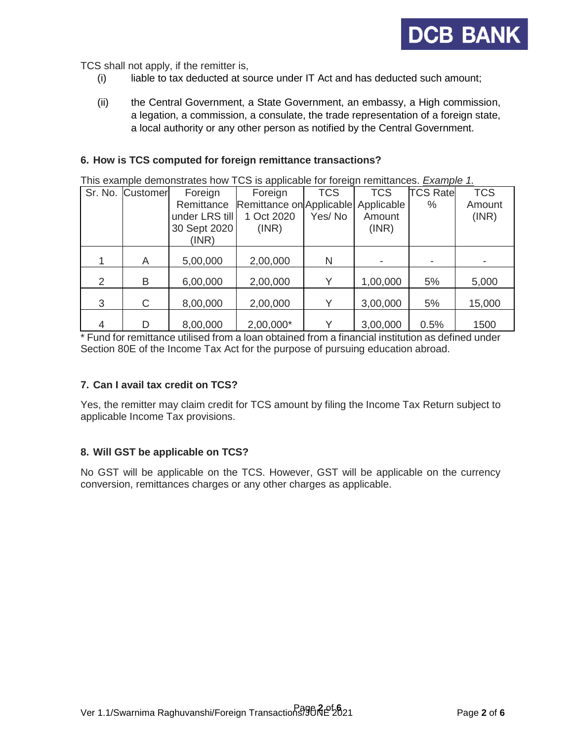TCS shall not apply, if the remitter is,

(i) liable to tax deducted at source under IT Act and has deducted such amount;

(ii) the Central Government, a State Government, an embassy, a High commission, a legation, a commission, a consulate, the trade representation of a foreign state, a local authority or any other person as notified by the Central Government.

### 6. How is TCS computed for foreign remittance transactions?

This example demonstrates how TCS is applicable for foreign remittances. *Example 1.*

| Sr. No. | Customer | Foreign Remittance under LRS till 30 Sept 2020 (INR) | Foreign Remittance on 1 Oct 2020 (INR) | TCS Applicable Yes/ No | TCS Applicable Amount (INR) | TCS Rate % | TCS Amount (INR) |
|---|---|---|---|---|---|---|---|
| 1 | A | 5,00,000 | 2,00,000 | N | - | - | - |
| 2 | B | 6,00,000 | 2,00,000 | Y | 1,00,000 | 5% | 5,000 |
| 3 | C | 8,00,000 | 2,00,000 | Y | 3,00,000 | 5% | 15,000 |
| 4 | D | 8,00,000 | 2,00,000* | Y | 3,00,000 | 0.5% | 1500 |

* Fund for remittance utilised from a loan obtained from a financial institution as defined under Section 80E of the Income Tax Act for the purpose of pursuing education abroad.

### 7. Can I avail tax credit on TCS?

Yes, the remitter may claim credit for TCS amount by filing the Income Tax Return subject to applicable Income Tax provisions.

### 8. Will GST be applicable on TCS?

No GST will be applicable on the TCS. However, GST will be applicable on the currency conversion, remittances charges or any other charges as applicable.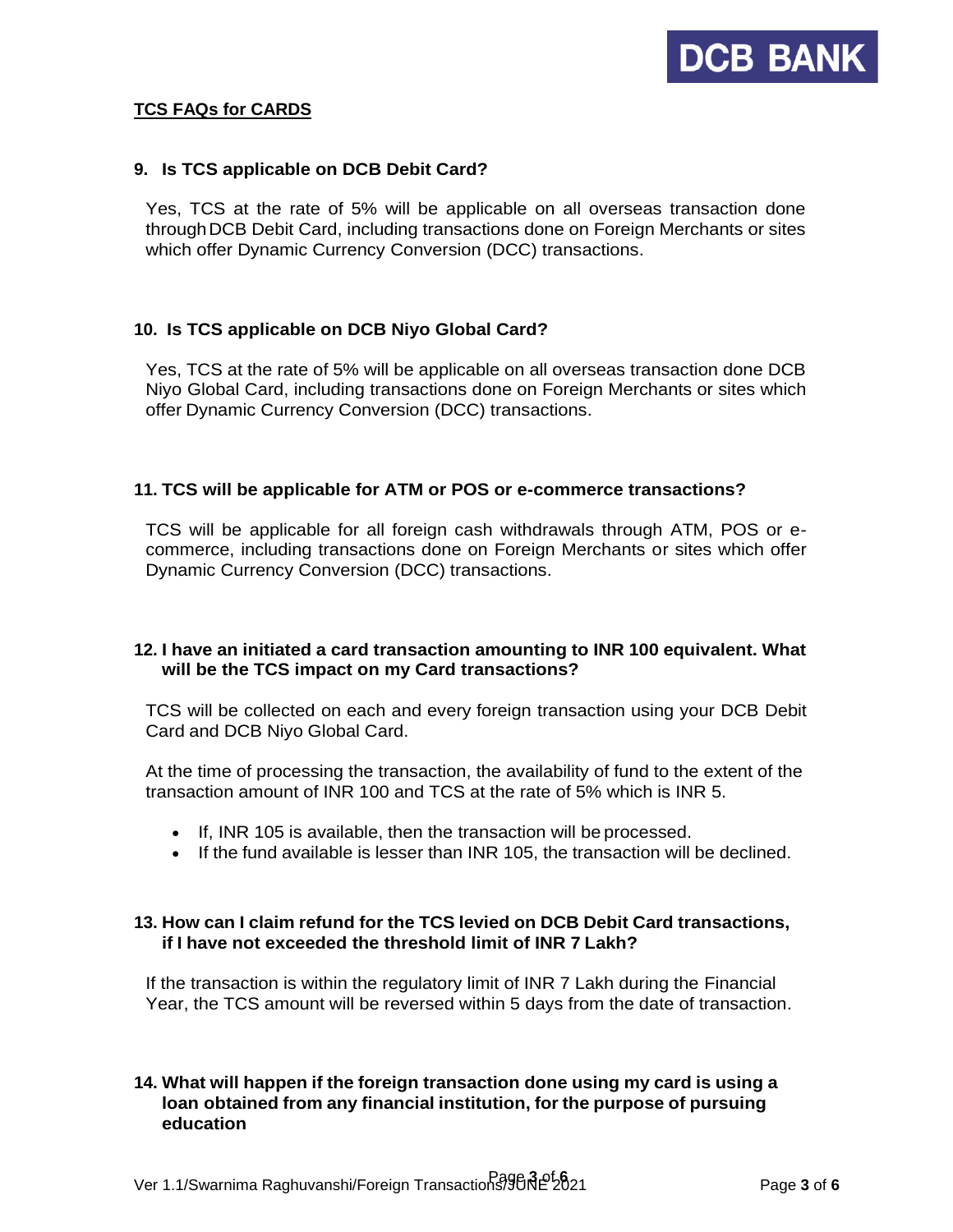## TCS FAQs for CARDS

### 9. Is TCS applicable on DCB Debit Card?

Yes, TCS at the rate of 5% will be applicable on all overseas transaction done through DCB Debit Card, including transactions done on Foreign Merchants or sites which offer Dynamic Currency Conversion (DCC) transactions.

### 10. Is TCS applicable on DCB Niyo Global Card?

Yes, TCS at the rate of 5% will be applicable on all overseas transaction done DCB Niyo Global Card, including transactions done on Foreign Merchants or sites which offer Dynamic Currency Conversion (DCC) transactions.

### 11. TCS will be applicable for ATM or POS or e-commerce transactions?

TCS will be applicable for all foreign cash withdrawals through ATM, POS or e-commerce, including transactions done on Foreign Merchants or sites which offer Dynamic Currency Conversion (DCC) transactions.

### 12. I have an initiated a card transaction amounting to INR 100 equivalent. What will be the TCS impact on my Card transactions?

TCS will be collected on each and every foreign transaction using your DCB Debit Card and DCB Niyo Global Card.

At the time of processing the transaction, the availability of fund to the extent of the transaction amount of INR 100 and TCS at the rate of 5% which is INR 5.

- If, INR 105 is available, then the transaction will be processed.
- If the fund available is lesser than INR 105, the transaction will be declined.

### 13. How can I claim refund for the TCS levied on DCB Debit Card transactions, if I have not exceeded the threshold limit of INR 7 Lakh?

If the transaction is within the regulatory limit of INR 7 Lakh during the Financial Year, the TCS amount will be reversed within 5 days from the date of transaction.

### 14. What will happen if the foreign transaction done using my card is using a loan obtained from any financial institution, for the purpose of pursuing education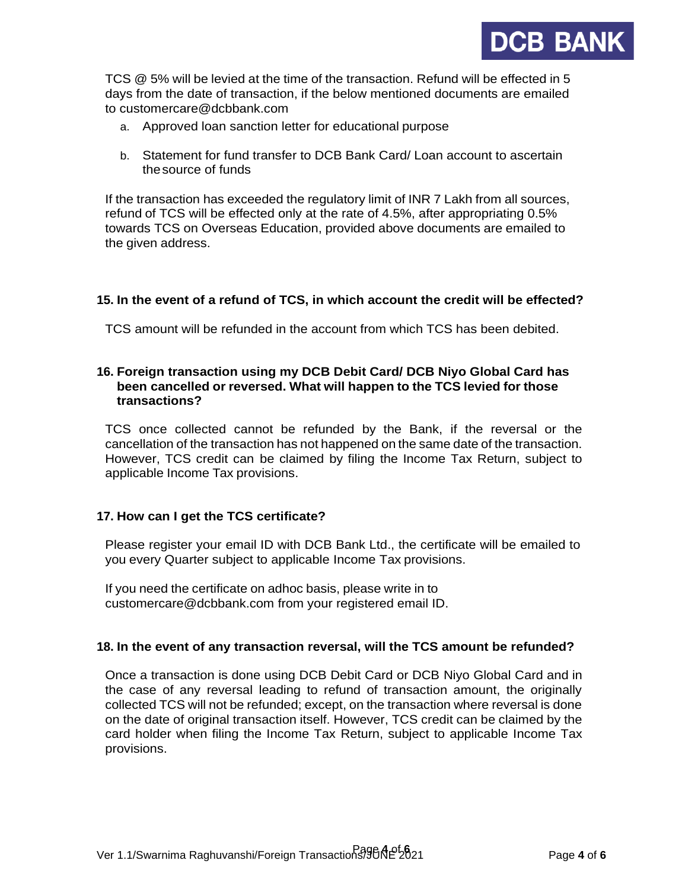TCS @ 5% will be levied at the time of the transaction. Refund will be effected in 5 days from the date of transaction, if the below mentioned documents are emailed to customercare@dcbbank.com

a. Approved loan sanction letter for educational purpose

b. Statement for fund transfer to DCB Bank Card/ Loan account to ascertain the source of funds

If the transaction has exceeded the regulatory limit of INR 7 Lakh from all sources, refund of TCS will be effected only at the rate of 4.5%, after appropriating 0.5% towards TCS on Overseas Education, provided above documents are emailed to the given address.

**15. In the event of a refund of TCS, in which account the credit will be effected?**

TCS amount will be refunded in the account from which TCS has been debited.

**16. Foreign transaction using my DCB Debit Card/ DCB Niyo Global Card has been cancelled or reversed. What will happen to the TCS levied for those transactions?**

TCS once collected cannot be refunded by the Bank, if the reversal or the cancellation of the transaction has not happened on the same date of the transaction. However, TCS credit can be claimed by filing the Income Tax Return, subject to applicable Income Tax provisions.

**17. How can I get the TCS certificate?**

Please register your email ID with DCB Bank Ltd., the certificate will be emailed to you every Quarter subject to applicable Income Tax provisions.

If you need the certificate on adhoc basis, please write in to customercare@dcbbank.com from your registered email ID.

**18. In the event of any transaction reversal, will the TCS amount be refunded?**

Once a transaction is done using DCB Debit Card or DCB Niyo Global Card and in the case of any reversal leading to refund of transaction amount, the originally collected TCS will not be refunded; except, on the transaction where reversal is done on the date of original transaction itself. However, TCS credit can be claimed by the card holder when filing the Income Tax Return, subject to applicable Income Tax provisions.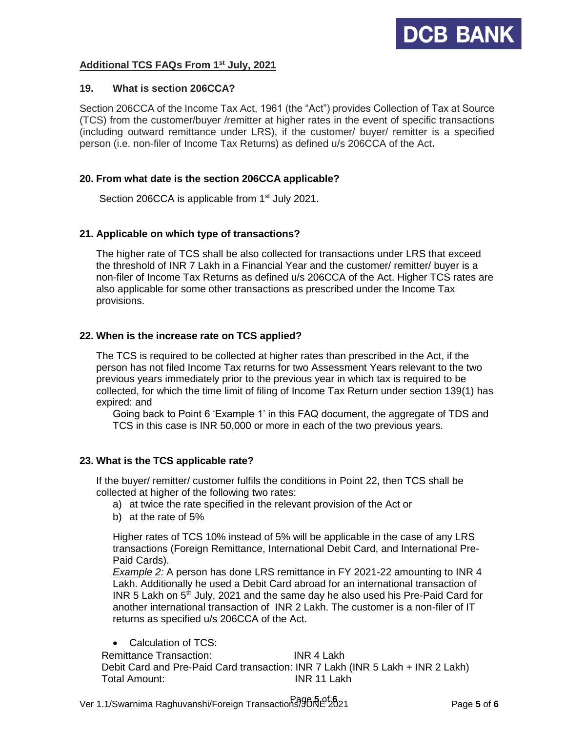**Additional TCS FAQs From 1st July, 2021**

### 19. What is section 206CCA?

Section 206CCA of the Income Tax Act, 1961 (the "Act") provides Collection of Tax at Source (TCS) from the customer/buyer /remitter at higher rates in the event of specific transactions (including outward remittance under LRS), if the customer/ buyer/ remitter is a specified person (i.e. non-filer of Income Tax Returns) as defined u/s 206CCA of the Act**.**

### 20. From what date is the section 206CCA applicable?

Section 206CCA is applicable from 1st July 2021.

### 21. Applicable on which type of transactions?

The higher rate of TCS shall be also collected for transactions under LRS that exceed the threshold of INR 7 Lakh in a Financial Year and the customer/ remitter/ buyer is a non-filer of Income Tax Returns as defined u/s 206CCA of the Act. Higher TCS rates are also applicable for some other transactions as prescribed under the Income Tax provisions.

### 22. When is the increase rate on TCS applied?

The TCS is required to be collected at higher rates than prescribed in the Act, if the person has not filed Income Tax returns for two Assessment Years relevant to the two previous years immediately prior to the previous year in which tax is required to be collected, for which the time limit of filing of Income Tax Return under section 139(1) has expired: and

Going back to Point 6 'Example 1' in this FAQ document, the aggregate of TDS and TCS in this case is INR 50,000 or more in each of the two previous years.

### 23. What is the TCS applicable rate?

If the buyer/ remitter/ customer fulfils the conditions in Point 22, then TCS shall be collected at higher of the following two rates:

a) at twice the rate specified in the relevant provision of the Act or
b) at the rate of 5%

Higher rates of TCS 10% instead of 5% will be applicable in the case of any LRS transactions (Foreign Remittance, International Debit Card, and International Pre-Paid Cards).

*Example 2:* A person has done LRS remittance in FY 2021-22 amounting to INR 4 Lakh. Additionally he used a Debit Card abroad for an international transaction of INR 5 Lakh on 5th July, 2021 and the same day he also used his Pre-Paid Card for another international transaction of INR 2 Lakh. The customer is a non-filer of IT returns as specified u/s 206CCA of the Act.

- Calculation of TCS:

Remittance Transaction: INR 4 Lakh
Debit Card and Pre-Paid Card transaction: INR 7 Lakh (INR 5 Lakh + INR 2 Lakh)
Total Amount: INR 11 Lakh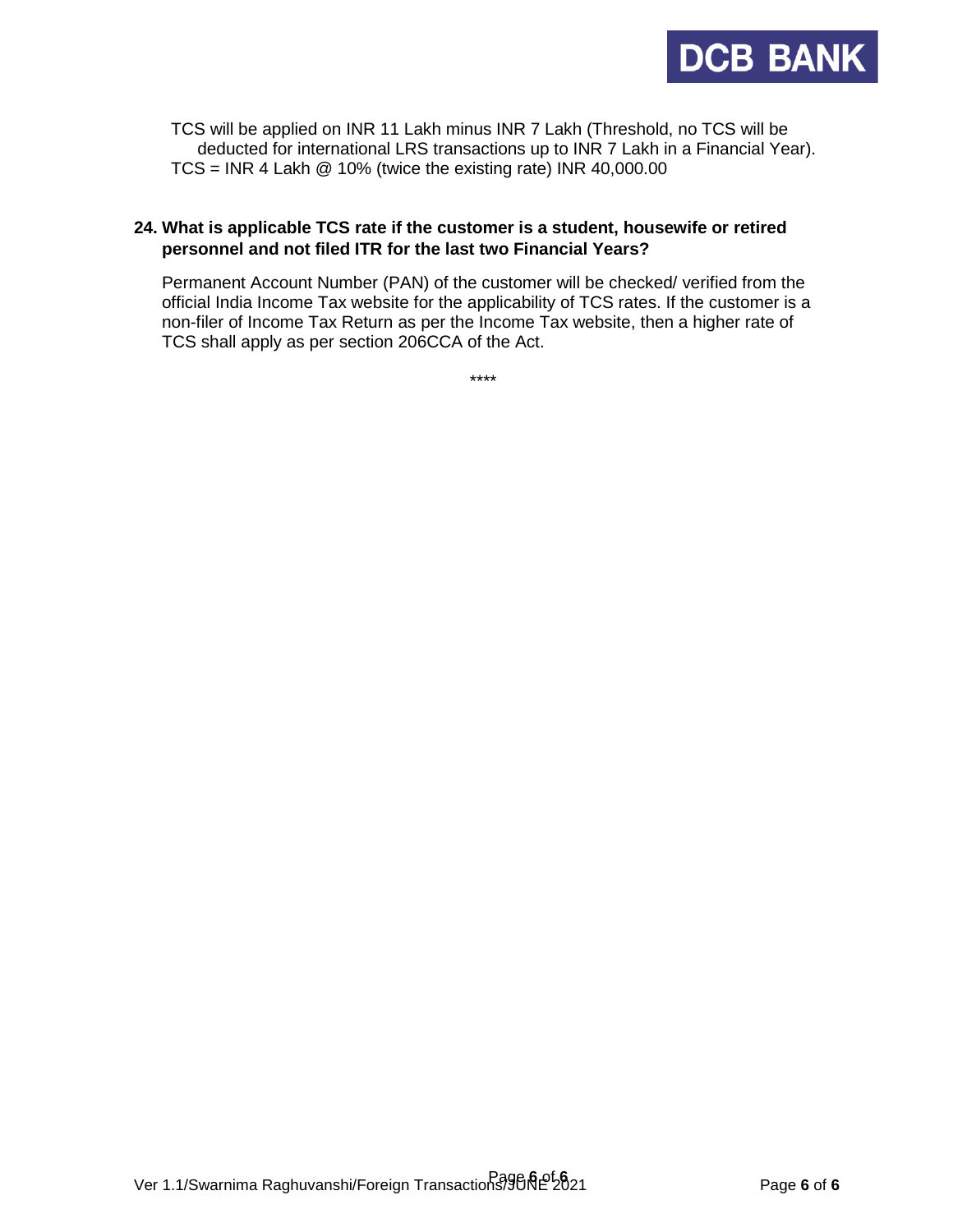TCS will be applied on INR 11 Lakh minus INR 7 Lakh (Threshold, no TCS will be deducted for international LRS transactions up to INR 7 Lakh in a Financial Year).
TCS = INR 4 Lakh @ 10% (twice the existing rate) INR 40,000.00

**24. What is applicable TCS rate if the customer is a student, housewife or retired personnel and not filed ITR for the last two Financial Years?**

Permanent Account Number (PAN) of the customer will be checked/ verified from the official India Income Tax website for the applicability of TCS rates. If the customer is a non-filer of Income Tax Return as per the Income Tax website, then a higher rate of TCS shall apply as per section 206CCA of the Act.

****